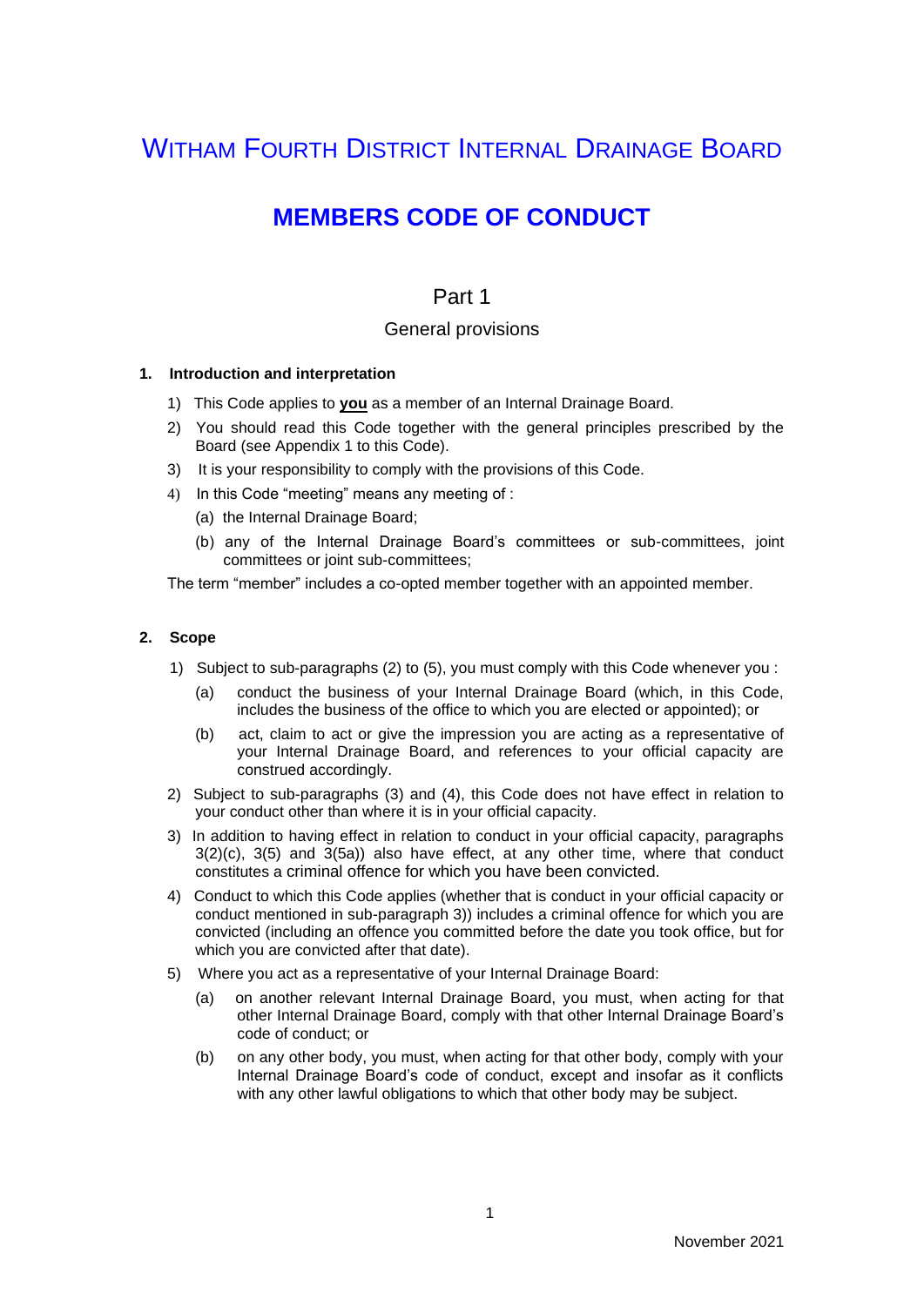# WITHAM FOURTH DISTRICT INTERNAL DRAINAGE BOARD

# MEMBERS CODE OF CONDUCT

## Part 1

### General provisions

**1. Introduction and interpretation**

1) This Code applies to **you** as a member of an Internal Drainage Board.
2) You should read this Code together with the general principles prescribed by the Board (see Appendix 1 to this Code).
3) It is your responsibility to comply with the provisions of this Code.
4) In this Code "meeting" means any meeting of :
   - (a) the Internal Drainage Board;
   - (b) any of the Internal Drainage Board's committees or sub-committees, joint committees or joint sub-committees;

The term "member" includes a co-opted member together with an appointed member.

**2. Scope**

1) Subject to sub-paragraphs (2) to (5), you must comply with this Code whenever you :
   - (a) conduct the business of your Internal Drainage Board (which, in this Code, includes the business of the office to which you are elected or appointed); or
   - (b) act, claim to act or give the impression you are acting as a representative of your Internal Drainage Board, and references to your official capacity are construed accordingly.
2) Subject to sub-paragraphs (3) and (4), this Code does not have effect in relation to your conduct other than where it is in your official capacity.
3) In addition to having effect in relation to conduct in your official capacity, paragraphs 3(2)(c), 3(5) and 3(5a)) also have effect, at any other time, where that conduct constitutes a criminal offence for which you have been convicted.
4) Conduct to which this Code applies (whether that is conduct in your official capacity or conduct mentioned in sub-paragraph 3)) includes a criminal offence for which you are convicted (including an offence you committed before the date you took office, but for which you are convicted after that date).
5) Where you act as a representative of your Internal Drainage Board:
   - (a) on another relevant Internal Drainage Board, you must, when acting for that other Internal Drainage Board, comply with that other Internal Drainage Board's code of conduct; or
   - (b) on any other body, you must, when acting for that other body, comply with your Internal Drainage Board's code of conduct, except and insofar as it conflicts with any other lawful obligations to which that other body may be subject.

November 2021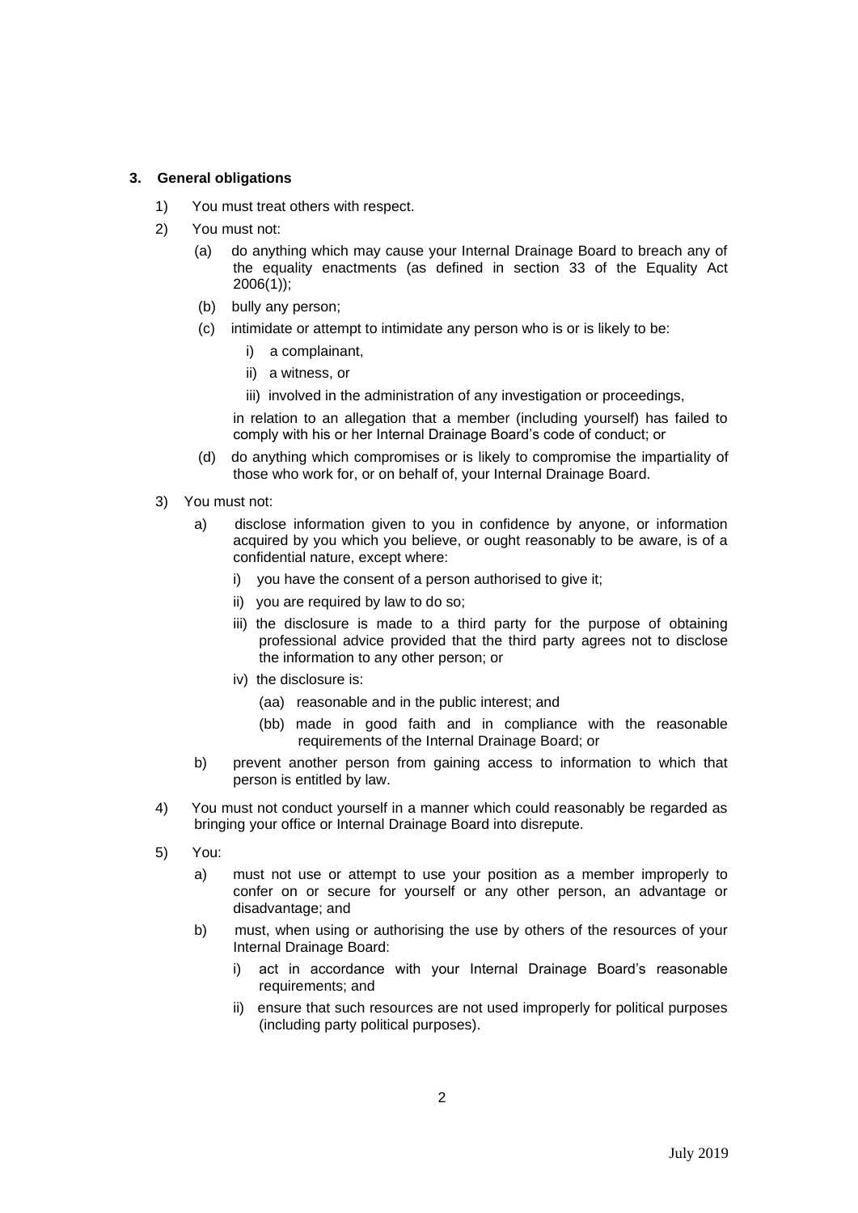### 3. General obligations

1) You must treat others with respect.

2) You must not:

   (a) do anything which may cause your Internal Drainage Board to breach any of the equality enactments (as defined in section 33 of the Equality Act 2006(1));

   (b) bully any person;

   (c) intimidate or attempt to intimidate any person who is or is likely to be:

      i) a complainant,

      ii) a witness, or

      iii) involved in the administration of any investigation or proceedings,

      in relation to an allegation that a member (including yourself) has failed to comply with his or her Internal Drainage Board's code of conduct; or

   (d) do anything which compromises or is likely to compromise the impartiality of those who work for, or on behalf of, your Internal Drainage Board.

3) You must not:

   a) disclose information given to you in confidence by anyone, or information acquired by you which you believe, or ought reasonably to be aware, is of a confidential nature, except where:

      i) you have the consent of a person authorised to give it;

      ii) you are required by law to do so;

      iii) the disclosure is made to a third party for the purpose of obtaining professional advice provided that the third party agrees not to disclose the information to any other person; or

      iv) the disclosure is:

         (aa) reasonable and in the public interest; and

         (bb) made in good faith and in compliance with the reasonable requirements of the Internal Drainage Board; or

   b) prevent another person from gaining access to information to which that person is entitled by law.

4) You must not conduct yourself in a manner which could reasonably be regarded as bringing your office or Internal Drainage Board into disrepute.

5) You:

   a) must not use or attempt to use your position as a member improperly to confer on or secure for yourself or any other person, an advantage or disadvantage; and

   b) must, when using or authorising the use by others of the resources of your Internal Drainage Board:

      i) act in accordance with your Internal Drainage Board's reasonable requirements; and

      ii) ensure that such resources are not used improperly for political purposes (including party political purposes).

July 2019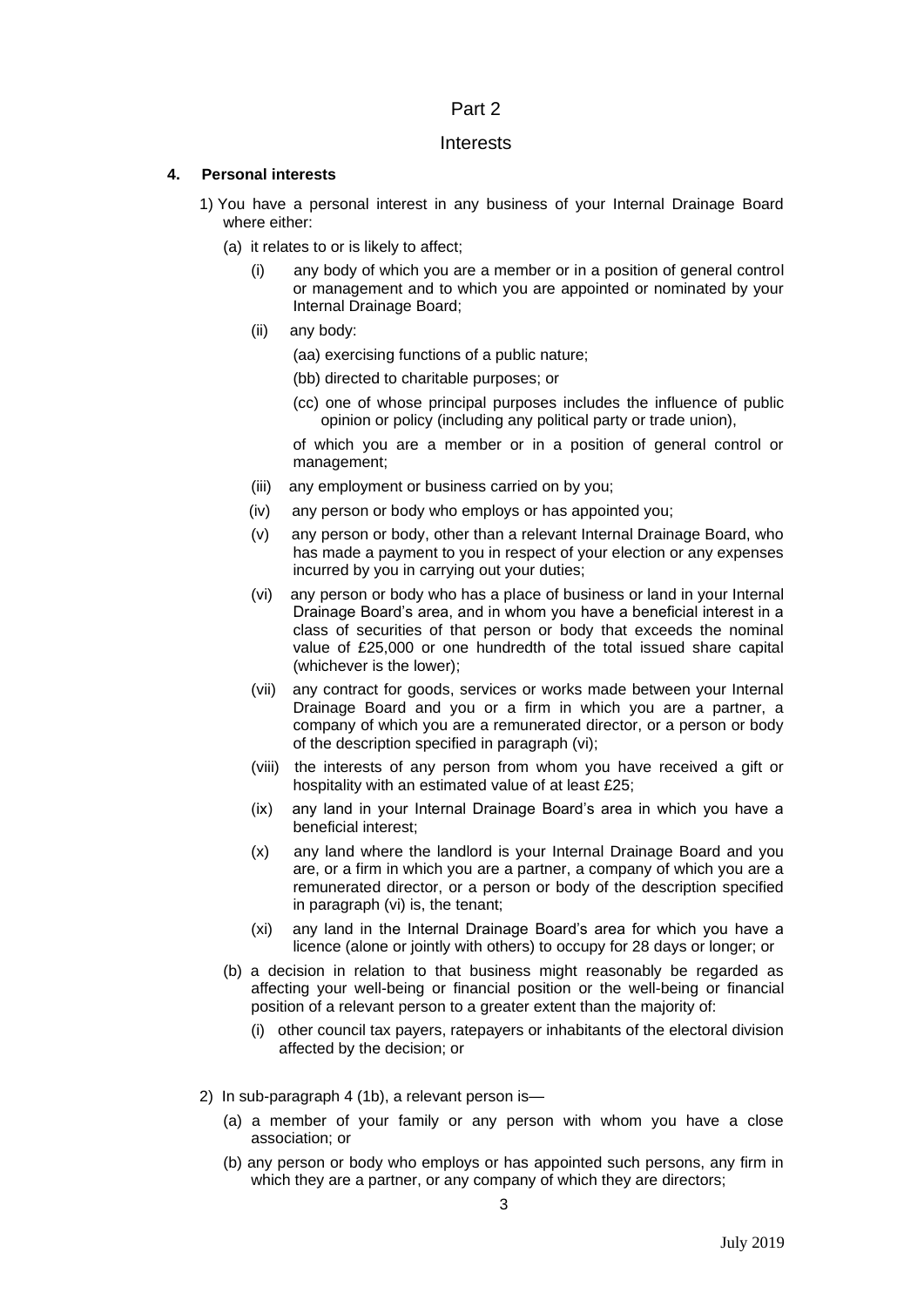# Part 2

## Interests

**4. Personal interests**

1) You have a personal interest in any business of your Internal Drainage Board where either:

   (a) it relates to or is likely to affect;

      (i) any body of which you are a member or in a position of general control or management and to which you are appointed or nominated by your Internal Drainage Board;

      (ii) any body:

         (aa) exercising functions of a public nature;

         (bb) directed to charitable purposes; or

         (cc) one of whose principal purposes includes the influence of public opinion or policy (including any political party or trade union),

         of which you are a member or in a position of general control or management;

      (iii) any employment or business carried on by you;

      (iv) any person or body who employs or has appointed you;

      (v) any person or body, other than a relevant Internal Drainage Board, who has made a payment to you in respect of your election or any expenses incurred by you in carrying out your duties;

      (vi) any person or body who has a place of business or land in your Internal Drainage Board's area, and in whom you have a beneficial interest in a class of securities of that person or body that exceeds the nominal value of £25,000 or one hundredth of the total issued share capital (whichever is the lower);

      (vii) any contract for goods, services or works made between your Internal Drainage Board and you or a firm in which you are a partner, a company of which you are a remunerated director, or a person or body of the description specified in paragraph (vi);

      (viii) the interests of any person from whom you have received a gift or hospitality with an estimated value of at least £25;

      (ix) any land in your Internal Drainage Board's area in which you have a beneficial interest;

      (x) any land where the landlord is your Internal Drainage Board and you are, or a firm in which you are a partner, a company of which you are a remunerated director, or a person or body of the description specified in paragraph (vi) is, the tenant;

      (xi) any land in the Internal Drainage Board's area for which you have a licence (alone or jointly with others) to occupy for 28 days or longer; or

   (b) a decision in relation to that business might reasonably be regarded as affecting your well-being or financial position or the well-being or financial position of a relevant person to a greater extent than the majority of:

      (i) other council tax payers, ratepayers or inhabitants of the electoral division affected by the decision; or

2) In sub-paragraph 4 (1b), a relevant person is—

   (a) a member of your family or any person with whom you have a close association; or

   (b) any person or body who employs or has appointed such persons, any firm in which they are a partner, or any company of which they are directors;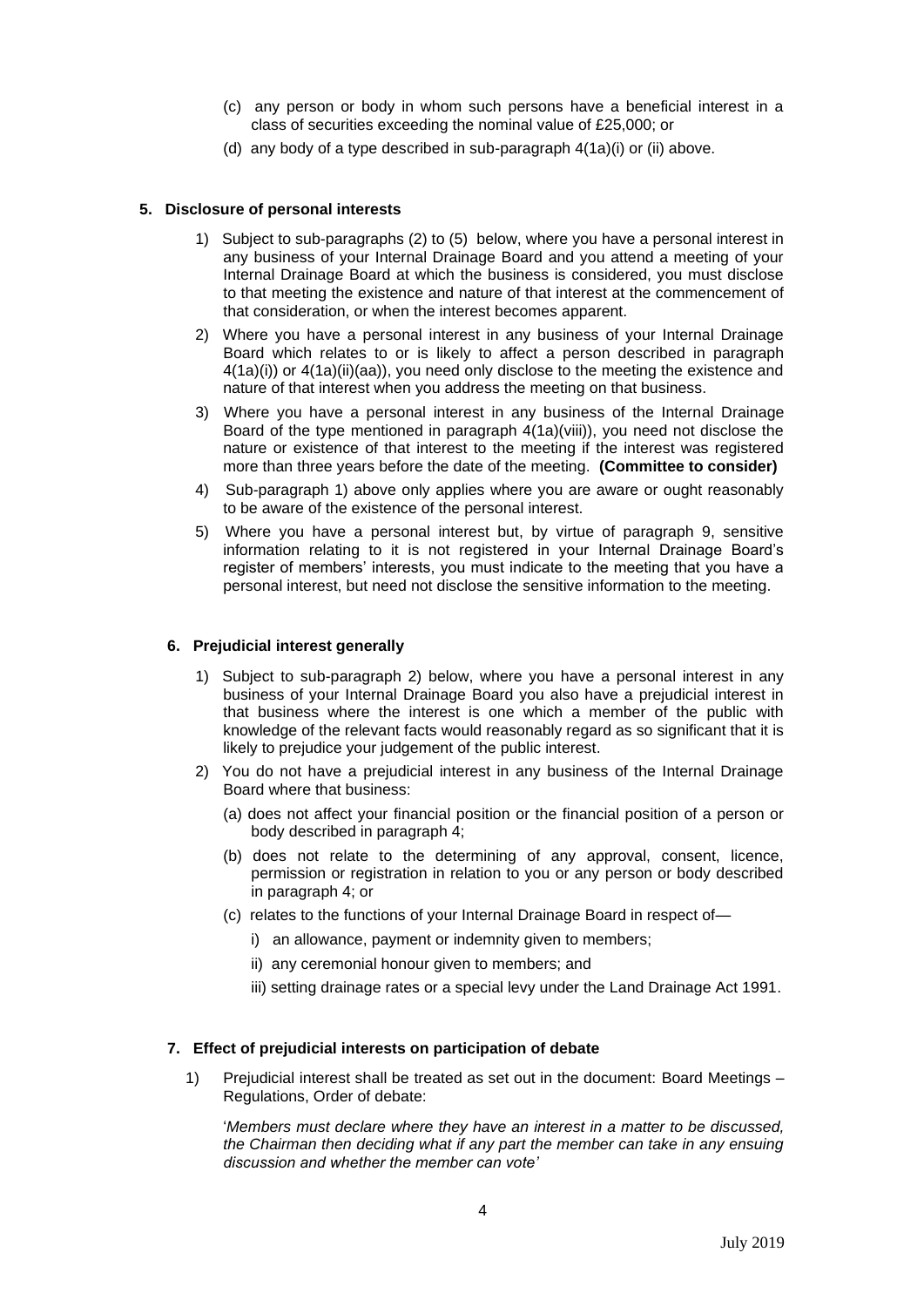(c) any person or body in whom such persons have a beneficial interest in a class of securities exceeding the nominal value of £25,000; or

(d) any body of a type described in sub-paragraph 4(1a)(i) or (ii) above.

### 5. Disclosure of personal interests

1) Subject to sub-paragraphs (2) to (5) below, where you have a personal interest in any business of your Internal Drainage Board and you attend a meeting of your Internal Drainage Board at which the business is considered, you must disclose to that meeting the existence and nature of that interest at the commencement of that consideration, or when the interest becomes apparent.

2) Where you have a personal interest in any business of your Internal Drainage Board which relates to or is likely to affect a person described in paragraph 4(1a)(i)) or 4(1a)(ii)(aa)), you need only disclose to the meeting the existence and nature of that interest when you address the meeting on that business.

3) Where you have a personal interest in any business of the Internal Drainage Board of the type mentioned in paragraph 4(1a)(viii)), you need not disclose the nature or existence of that interest to the meeting if the interest was registered more than three years before the date of the meeting. **(Committee to consider)**

4) Sub-paragraph 1) above only applies where you are aware or ought reasonably to be aware of the existence of the personal interest.

5) Where you have a personal interest but, by virtue of paragraph 9, sensitive information relating to it is not registered in your Internal Drainage Board's register of members' interests, you must indicate to the meeting that you have a personal interest, but need not disclose the sensitive information to the meeting.

### 6. Prejudicial interest generally

1) Subject to sub-paragraph 2) below, where you have a personal interest in any business of your Internal Drainage Board you also have a prejudicial interest in that business where the interest is one which a member of the public with knowledge of the relevant facts would reasonably regard as so significant that it is likely to prejudice your judgement of the public interest.

2) You do not have a prejudicial interest in any business of the Internal Drainage Board where that business:

   (a) does not affect your financial position or the financial position of a person or body described in paragraph 4;

   (b) does not relate to the determining of any approval, consent, licence, permission or registration in relation to you or any person or body described in paragraph 4; or

   (c) relates to the functions of your Internal Drainage Board in respect of—

      i) an allowance, payment or indemnity given to members;

      ii) any ceremonial honour given to members; and

      iii) setting drainage rates or a special levy under the Land Drainage Act 1991.

### 7. Effect of prejudicial interests on participation of debate

1) Prejudicial interest shall be treated as set out in the document: Board Meetings – Regulations, Order of debate:

   '*Members must declare where they have an interest in a matter to be discussed, the Chairman then deciding what if any part the member can take in any ensuing discussion and whether the member can vote'*

July 2019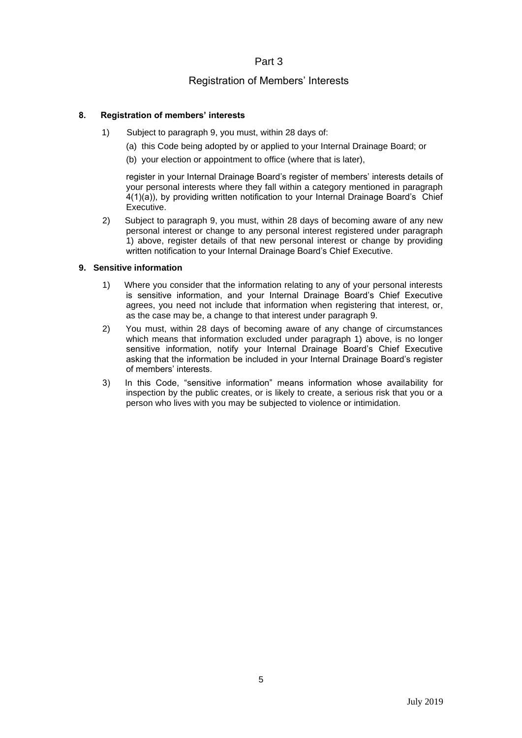# Part 3

## Registration of Members' Interests

**8. Registration of members' interests**

1) Subject to paragraph 9, you must, within 28 days of:

   (a) this Code being adopted by or applied to your Internal Drainage Board; or

   (b) your election or appointment to office (where that is later),

   register in your Internal Drainage Board's register of members' interests details of your personal interests where they fall within a category mentioned in paragraph 4(1)(a)), by providing written notification to your Internal Drainage Board's Chief Executive.

2) Subject to paragraph 9, you must, within 28 days of becoming aware of any new personal interest or change to any personal interest registered under paragraph 1) above, register details of that new personal interest or change by providing written notification to your Internal Drainage Board's Chief Executive.

**9. Sensitive information**

1) Where you consider that the information relating to any of your personal interests is sensitive information, and your Internal Drainage Board's Chief Executive agrees, you need not include that information when registering that interest, or, as the case may be, a change to that interest under paragraph 9.

2) You must, within 28 days of becoming aware of any change of circumstances which means that information excluded under paragraph 1) above, is no longer sensitive information, notify your Internal Drainage Board's Chief Executive asking that the information be included in your Internal Drainage Board's register of members' interests.

3) In this Code, "sensitive information" means information whose availability for inspection by the public creates, or is likely to create, a serious risk that you or a person who lives with you may be subjected to violence or intimidation.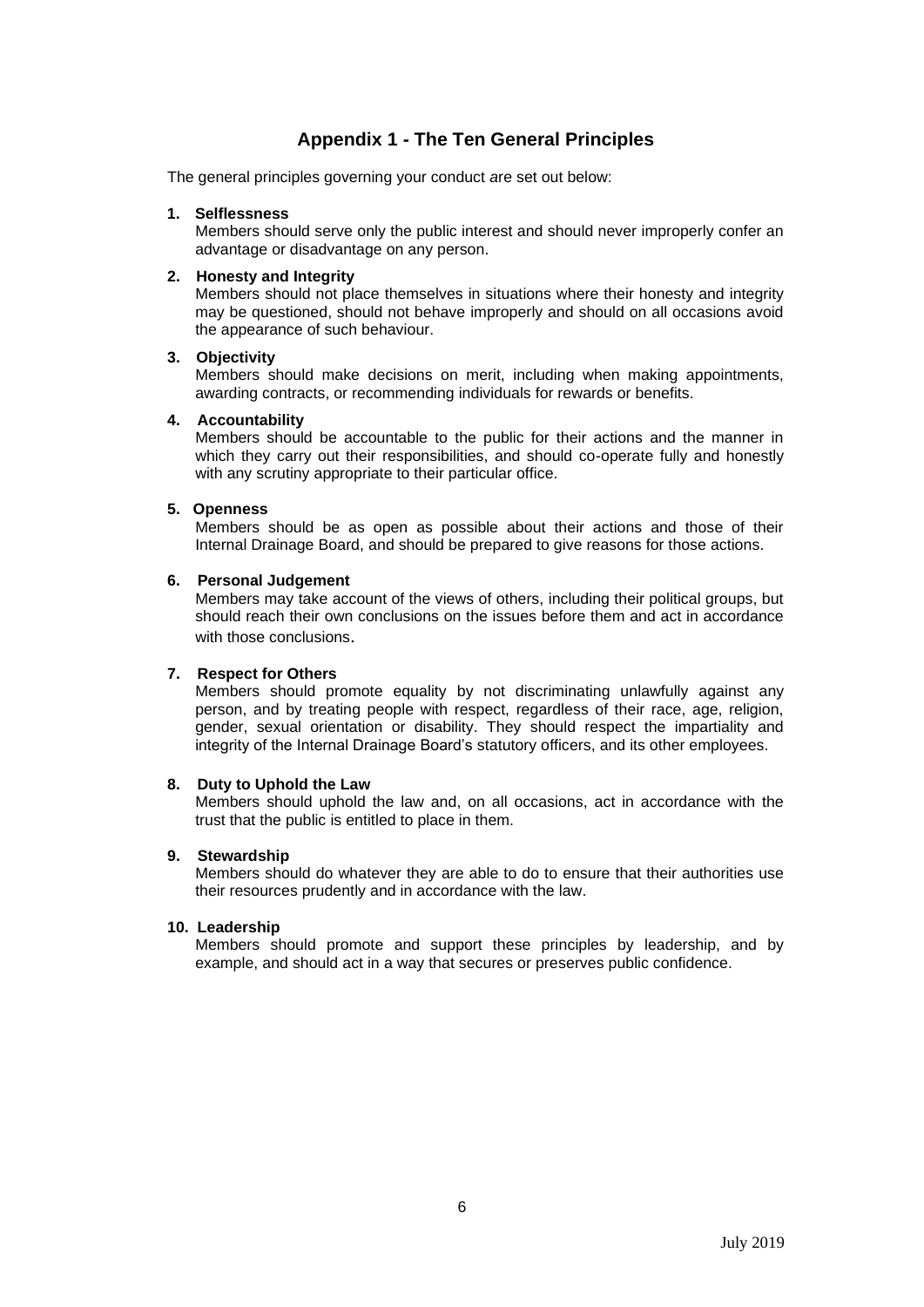## Appendix 1 - The Ten General Principles

The general principles governing your conduct are set out below:

**1. Selflessness**
Members should serve only the public interest and should never improperly confer an advantage or disadvantage on any person.

**2. Honesty and Integrity**
Members should not place themselves in situations where their honesty and integrity may be questioned, should not behave improperly and should on all occasions avoid the appearance of such behaviour.

**3. Objectivity**
Members should make decisions on merit, including when making appointments, awarding contracts, or recommending individuals for rewards or benefits.

**4. Accountability**
Members should be accountable to the public for their actions and the manner in which they carry out their responsibilities, and should co-operate fully and honestly with any scrutiny appropriate to their particular office.

**5. Openness**
Members should be as open as possible about their actions and those of their Internal Drainage Board, and should be prepared to give reasons for those actions.

**6. Personal Judgement**
Members may take account of the views of others, including their political groups, but should reach their own conclusions on the issues before them and act in accordance with those conclusions.

**7. Respect for Others**
Members should promote equality by not discriminating unlawfully against any person, and by treating people with respect, regardless of their race, age, religion, gender, sexual orientation or disability. They should respect the impartiality and integrity of the Internal Drainage Board's statutory officers, and its other employees.

**8. Duty to Uphold the Law**
Members should uphold the law and, on all occasions, act in accordance with the trust that the public is entitled to place in them.

**9. Stewardship**
Members should do whatever they are able to do to ensure that their authorities use their resources prudently and in accordance with the law.

**10. Leadership**
Members should promote and support these principles by leadership, and by example, and should act in a way that secures or preserves public confidence.

July 2019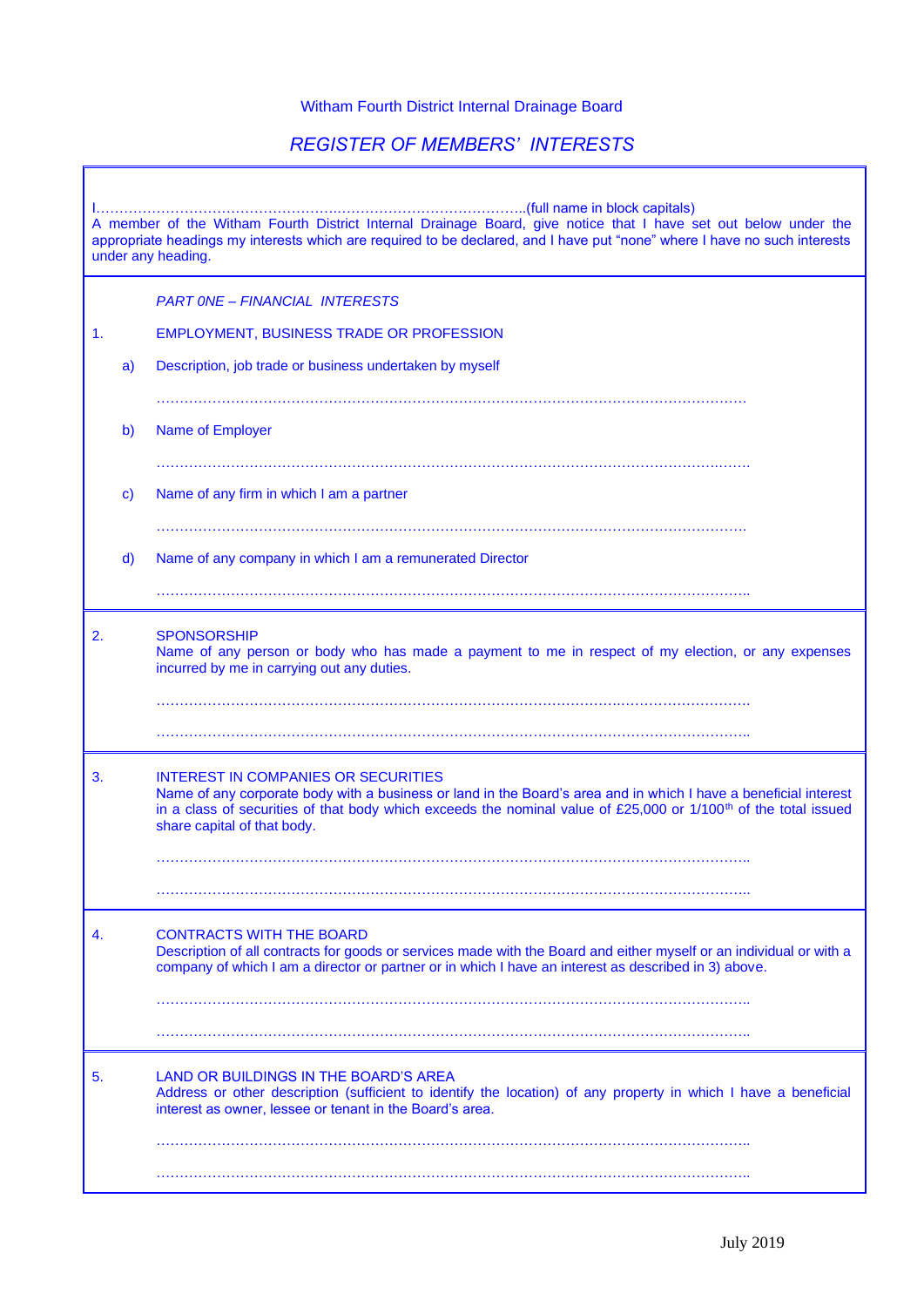Witham Fourth District Internal Drainage Board

## *REGISTER OF MEMBERS' INTERESTS*

I………………………………………….…………………………………..(full name in block capitals)
A member of the Witham Fourth District Internal Drainage Board, give notice that I have set out below under the appropriate headings my interests which are required to be declared, and I have put "none" where I have no such interests under any heading.

### *PART ONE – FINANCIAL INTERESTS*

1. EMPLOYMENT, BUSINESS TRADE OR PROFESSION

   a) Description, job trade or business undertaken by myself

   ……………………………………………………………………………………………………………

   b) Name of Employer

   ……………………………………………………………………………………………………………

   c) Name of any firm in which I am a partner

   ……………………………………………………………………………………………………………

   d) Name of any company in which I am a remunerated Director

   ……………………………………………………………………………………………………………

2. SPONSORSHIP
   Name of any person or body who has made a payment to me in respect of my election, or any expenses incurred by me in carrying out any duties.

   ……………………………………………………………………………………………………………

   ……………………………………………………………………………………………………………

3. INTEREST IN COMPANIES OR SECURITIES
   Name of any corporate body with a business or land in the Board's area and in which I have a beneficial interest in a class of securities of that body which exceeds the nominal value of £25,000 or 1/100th of the total issued share capital of that body.

   ……………………………………………………………………………………………………………

   ……………………………………………………………………………………………………………

4. CONTRACTS WITH THE BOARD
   Description of all contracts for goods or services made with the Board and either myself or an individual or with a company of which I am a director or partner or in which I have an interest as described in 3) above.

   ……………………………………………………………………………………………………………

   ……………………………………………………………………………………………………………

5. LAND OR BUILDINGS IN THE BOARD'S AREA
   Address or other description (sufficient to identify the location) of any property in which I have a beneficial interest as owner, lessee or tenant in the Board's area.

   ……………………………………………………………………………………………………………

   ……………………………………………………………………………………………………………

July 2019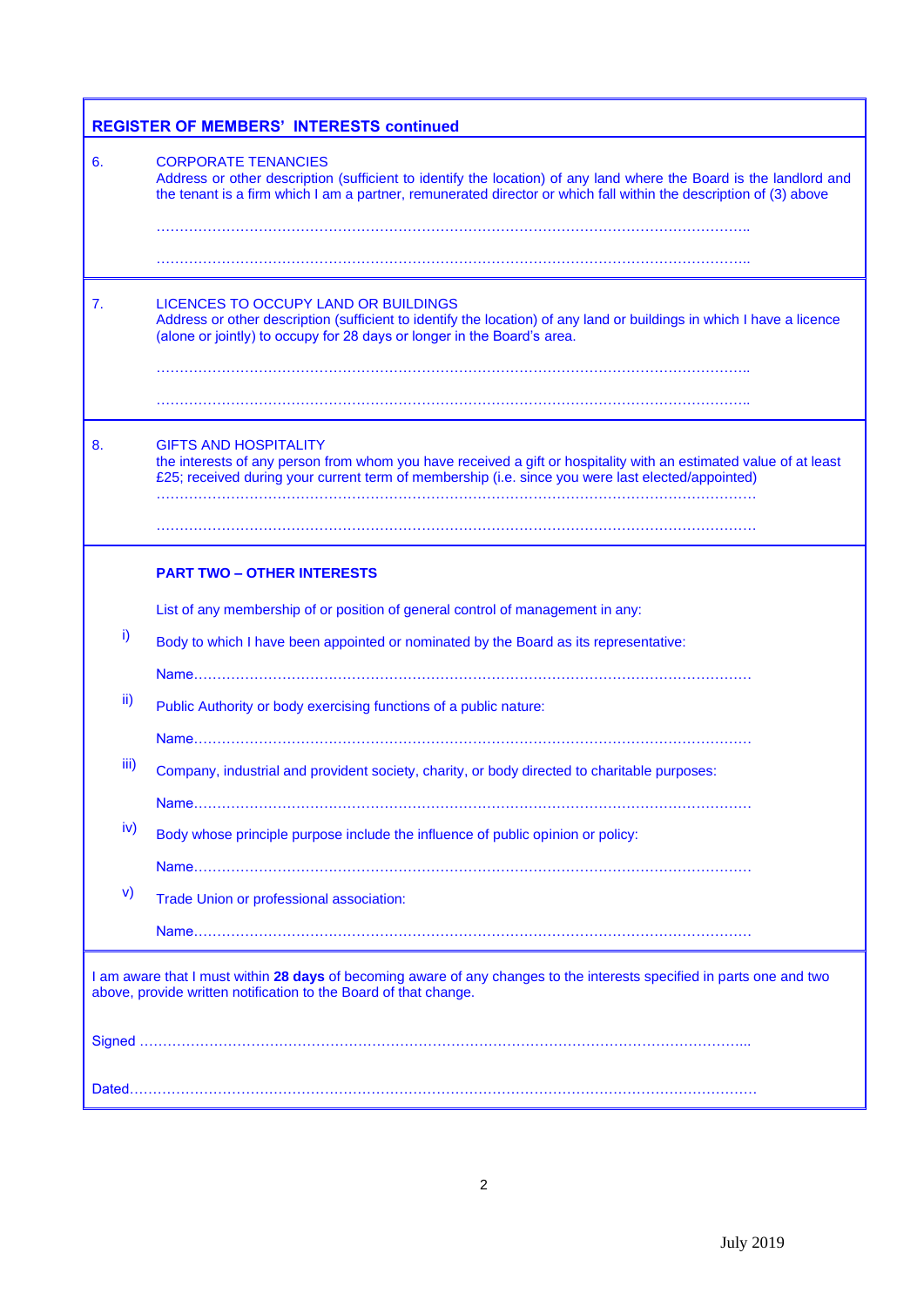## REGISTER OF MEMBERS' INTERESTS continued

6. CORPORATE TENANCIES
   Address or other description (sufficient to identify the location) of any land where the Board is the landlord and the tenant is a firm which I am a partner, remunerated director or which fall within the description of (3) above

   ……………………………………………………………………………………………………………..

   ……………………………………………………………………………………………………………..

7. LICENCES TO OCCUPY LAND OR BUILDINGS
   Address or other description (sufficient to identify the location) of any land or buildings in which I have a licence (alone or jointly) to occupy for 28 days or longer in the Board's area.

   ……………………………………………………………………………………………………………..

   ……………………………………………………………………………………………………………..

8. GIFTS AND HOSPITALITY
   the interests of any person from whom you have received a gift or hospitality with an estimated value of at least £25; received during your current term of membership (i.e. since you were last elected/appointed)
   ………………………………………………………………………………………………………………

   ………………………………………………………………………………………………………………

**PART TWO – OTHER INTERESTS**

List of any membership of or position of general control of management in any:

i) Body to which I have been appointed or nominated by the Board as its representative:

   Name……………………………………………………………………………………………………

ii) Public Authority or body exercising functions of a public nature:

   Name……………………………………………………………………………………………………

iii) Company, industrial and provident society, charity, or body directed to charitable purposes:

   Name……………………………………………………………………………………………………

iv) Body whose principle purpose include the influence of public opinion or policy:

   Name……………………………………………………………………………………………………

v) Trade Union or professional association:

   Name……………………………………………………………………………………………………

I am aware that I must within **28 days** of becoming aware of any changes to the interests specified in parts one and two above, provide written notification to the Board of that change.

Signed ………………………………………………………………………………………………………………...

Dated…………………………………………………………………………………………………………………

July 2019